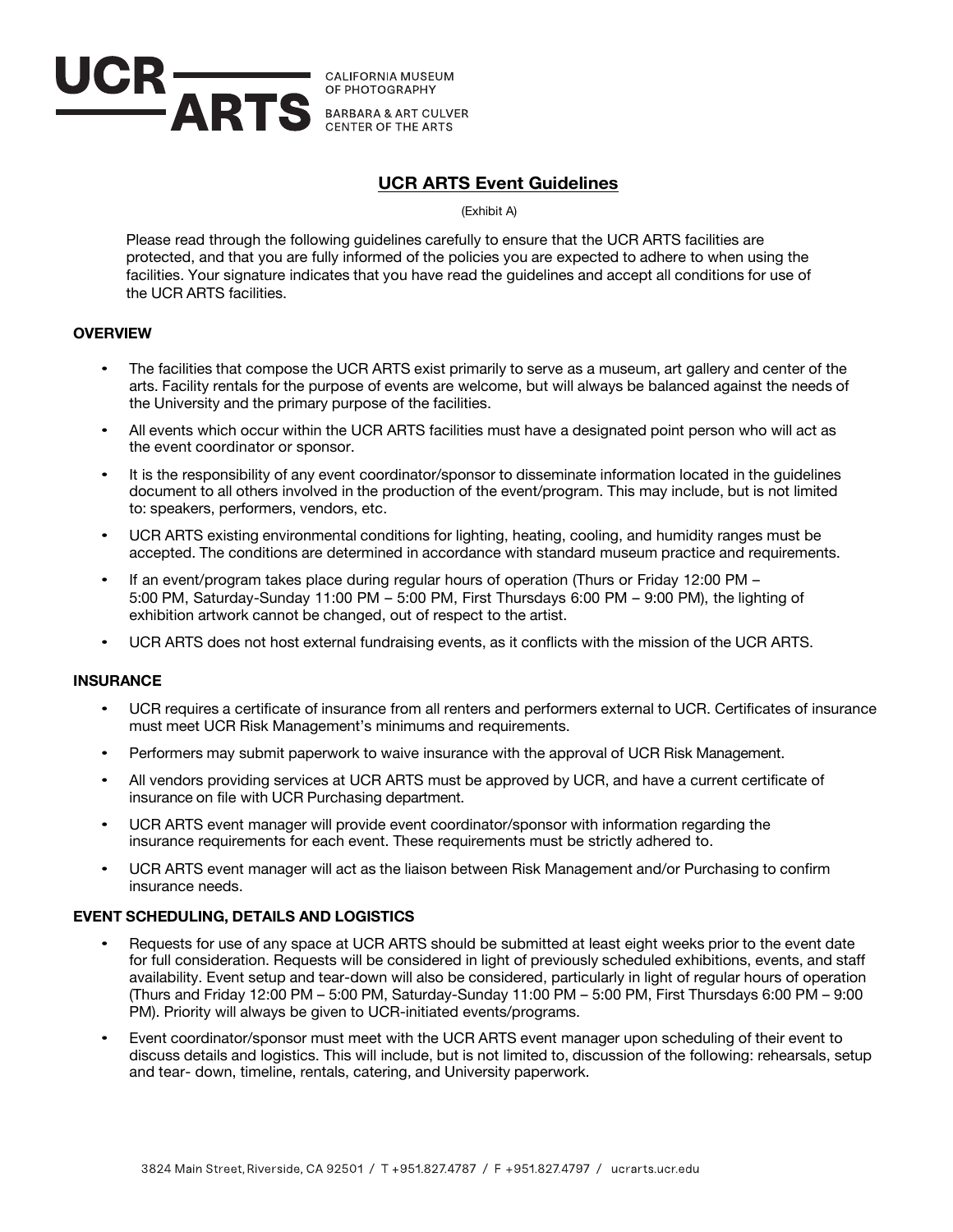UCR ARTS
CALIFORNIA MUSEUM OF PHOTOGRAPHY
BARBARA & ART CULVER CENTER OF THE ARTS

# UCR ARTS Event Guidelines

(Exhibit A)

Please read through the following guidelines carefully to ensure that the UCR ARTS facilities are protected, and that you are fully informed of the policies you are expected to adhere to when using the facilities. Your signature indicates that you have read the guidelines and accept all conditions for use of the UCR ARTS facilities.

## OVERVIEW

- The facilities that compose the UCR ARTS exist primarily to serve as a museum, art gallery and center of the arts. Facility rentals for the purpose of events are welcome, but will always be balanced against the needs of the University and the primary purpose of the facilities.
- All events which occur within the UCR ARTS facilities must have a designated point person who will act as the event coordinator or sponsor.
- It is the responsibility of any event coordinator/sponsor to disseminate information located in the guidelines document to all others involved in the production of the event/program. This may include, but is not limited to: speakers, performers, vendors, etc.
- UCR ARTS existing environmental conditions for lighting, heating, cooling, and humidity ranges must be accepted. The conditions are determined in accordance with standard museum practice and requirements.
- If an event/program takes place during regular hours of operation (Thurs or Friday 12:00 PM – 5:00 PM, Saturday-Sunday 11:00 PM – 5:00 PM, First Thursdays 6:00 PM – 9:00 PM), the lighting of exhibition artwork cannot be changed, out of respect to the artist.
- UCR ARTS does not host external fundraising events, as it conflicts with the mission of the UCR ARTS.

## INSURANCE

- UCR requires a certificate of insurance from all renters and performers external to UCR. Certificates of insurance must meet UCR Risk Management's minimums and requirements.
- Performers may submit paperwork to waive insurance with the approval of UCR Risk Management.
- All vendors providing services at UCR ARTS must be approved by UCR, and have a current certificate of insurance on file with UCR Purchasing department.
- UCR ARTS event manager will provide event coordinator/sponsor with information regarding the insurance requirements for each event. These requirements must be strictly adhered to.
- UCR ARTS event manager will act as the liaison between Risk Management and/or Purchasing to confirm insurance needs.

## EVENT SCHEDULING, DETAILS AND LOGISTICS

- Requests for use of any space at UCR ARTS should be submitted at least eight weeks prior to the event date for full consideration. Requests will be considered in light of previously scheduled exhibitions, events, and staff availability. Event setup and tear-down will also be considered, particularly in light of regular hours of operation (Thurs and Friday 12:00 PM – 5:00 PM, Saturday-Sunday 11:00 PM – 5:00 PM, First Thursdays 6:00 PM – 9:00 PM). Priority will always be given to UCR-initiated events/programs.
- Event coordinator/sponsor must meet with the UCR ARTS event manager upon scheduling of their event to discuss details and logistics. This will include, but is not limited to, discussion of the following: rehearsals, setup and tear- down, timeline, rentals, catering, and University paperwork.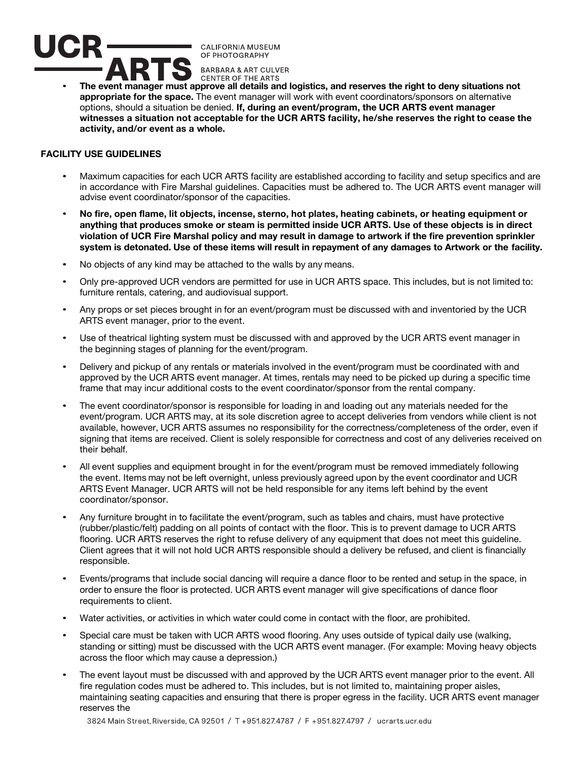- **The event manager must approve all details and logistics, and reserves the right to deny situations not appropriate for the space.** The event manager will work with event coordinators/sponsors on alternative options, should a situation be denied. **If, during an event/program, the UCR ARTS event manager witnesses a situation not acceptable for the UCR ARTS facility, he/she reserves the right to cease the activity, and/or event as a whole.**

**FACILITY USE GUIDELINES**

- Maximum capacities for each UCR ARTS facility are established according to facility and setup specifics and are in accordance with Fire Marshal guidelines. Capacities must be adhered to. The UCR ARTS event manager will advise event coordinator/sponsor of the capacities.
- **No fire, open flame, lit objects, incense, sterno, hot plates, heating cabinets, or heating equipment or anything that produces smoke or steam is permitted inside UCR ARTS. Use of these objects is in direct violation of UCR Fire Marshal policy and may result in damage to artwork if the fire prevention sprinkler system is detonated. Use of these items will result in repayment of any damages to Artwork or the facility.**
- No objects of any kind may be attached to the walls by any means.
- Only pre-approved UCR vendors are permitted for use in UCR ARTS space. This includes, but is not limited to: furniture rentals, catering, and audiovisual support.
- Any props or set pieces brought in for an event/program must be discussed with and inventoried by the UCR ARTS event manager, prior to the event.
- Use of theatrical lighting system must be discussed with and approved by the UCR ARTS event manager in the beginning stages of planning for the event/program.
- Delivery and pickup of any rentals or materials involved in the event/program must be coordinated with and approved by the UCR ARTS event manager. At times, rentals may need to be picked up during a specific time frame that may incur additional costs to the event coordinator/sponsor from the rental company.
- The event coordinator/sponsor is responsible for loading in and loading out any materials needed for the event/program. UCR ARTS may, at its sole discretion agree to accept deliveries from vendors while client is not available, however, UCR ARTS assumes no responsibility for the correctness/completeness of the order, even if signing that items are received. Client is solely responsible for correctness and cost of any deliveries received on their behalf.
- All event supplies and equipment brought in for the event/program must be removed immediately following the event. Items may not be left overnight, unless previously agreed upon by the event coordinator and UCR ARTS Event Manager. UCR ARTS will not be held responsible for any items left behind by the event coordinator/sponsor.
- Any furniture brought in to facilitate the event/program, such as tables and chairs, must have protective (rubber/plastic/felt) padding on all points of contact with the floor. This is to prevent damage to UCR ARTS flooring. UCR ARTS reserves the right to refuse delivery of any equipment that does not meet this guideline. Client agrees that it will not hold UCR ARTS responsible should a delivery be refused, and client is financially responsible.
- Events/programs that include social dancing will require a dance floor to be rented and setup in the space, in order to ensure the floor is protected. UCR ARTS event manager will give specifications of dance floor requirements to client.
- Water activities, or activities in which water could come in contact with the floor, are prohibited.
- Special care must be taken with UCR ARTS wood flooring. Any uses outside of typical daily use (walking, standing or sitting) must be discussed with the UCR ARTS event manager. (For example: Moving heavy objects across the floor which may cause a depression.)
- The event layout must be discussed with and approved by the UCR ARTS event manager prior to the event. All fire regulation codes must be adhered to. This includes, but is not limited to, maintaining proper aisles, maintaining seating capacities and ensuring that there is proper egress in the facility. UCR ARTS event manager reserves the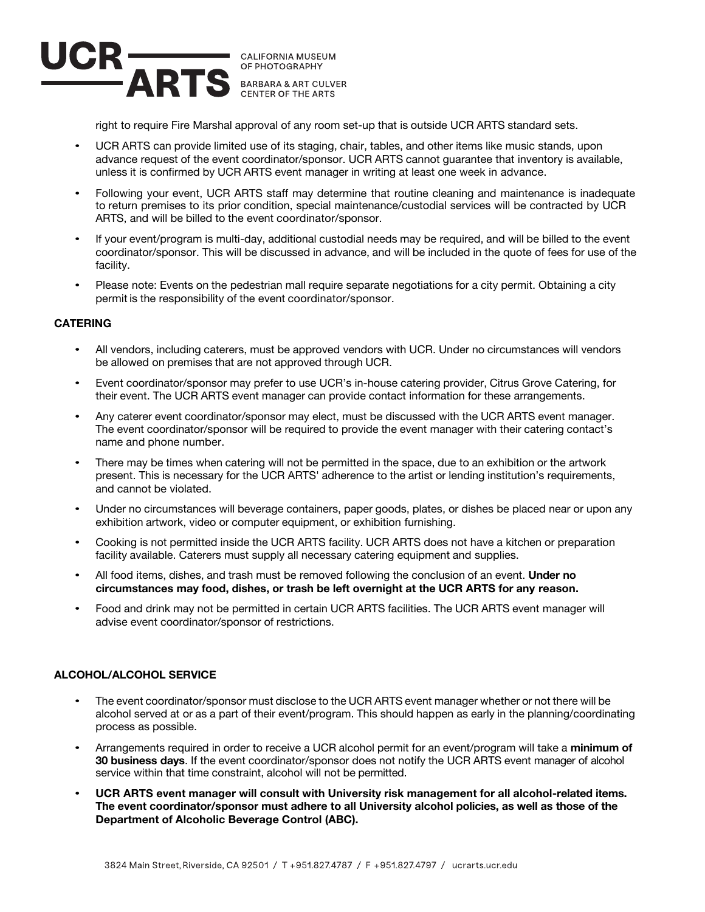right to require Fire Marshal approval of any room set-up that is outside UCR ARTS standard sets.

- UCR ARTS can provide limited use of its staging, chair, tables, and other items like music stands, upon advance request of the event coordinator/sponsor. UCR ARTS cannot guarantee that inventory is available, unless it is confirmed by UCR ARTS event manager in writing at least one week in advance.
- Following your event, UCR ARTS staff may determine that routine cleaning and maintenance is inadequate to return premises to its prior condition, special maintenance/custodial services will be contracted by UCR ARTS, and will be billed to the event coordinator/sponsor.
- If your event/program is multi-day, additional custodial needs may be required, and will be billed to the event coordinator/sponsor. This will be discussed in advance, and will be included in the quote of fees for use of the facility.
- Please note: Events on the pedestrian mall require separate negotiations for a city permit. Obtaining a city permit is the responsibility of the event coordinator/sponsor.

**CATERING**

- All vendors, including caterers, must be approved vendors with UCR. Under no circumstances will vendors be allowed on premises that are not approved through UCR.
- Event coordinator/sponsor may prefer to use UCR's in-house catering provider, Citrus Grove Catering, for their event. The UCR ARTS event manager can provide contact information for these arrangements.
- Any caterer event coordinator/sponsor may elect, must be discussed with the UCR ARTS event manager. The event coordinator/sponsor will be required to provide the event manager with their catering contact's name and phone number.
- There may be times when catering will not be permitted in the space, due to an exhibition or the artwork present. This is necessary for the UCR ARTS' adherence to the artist or lending institution's requirements, and cannot be violated.
- Under no circumstances will beverage containers, paper goods, plates, or dishes be placed near or upon any exhibition artwork, video or computer equipment, or exhibition furnishing.
- Cooking is not permitted inside the UCR ARTS facility. UCR ARTS does not have a kitchen or preparation facility available. Caterers must supply all necessary catering equipment and supplies.
- All food items, dishes, and trash must be removed following the conclusion of an event. **Under no circumstances may food, dishes, or trash be left overnight at the UCR ARTS for any reason.**
- Food and drink may not be permitted in certain UCR ARTS facilities. The UCR ARTS event manager will advise event coordinator/sponsor of restrictions.

**ALCOHOL/ALCOHOL SERVICE**

- The event coordinator/sponsor must disclose to the UCR ARTS event manager whether or not there will be alcohol served at or as a part of their event/program. This should happen as early in the planning/coordinating process as possible.
- Arrangements required in order to receive a UCR alcohol permit for an event/program will take a **minimum of 30 business days**. If the event coordinator/sponsor does not notify the UCR ARTS event manager of alcohol service within that time constraint, alcohol will not be permitted.
- **UCR ARTS event manager will consult with University risk management for all alcohol-related items. The event coordinator/sponsor must adhere to all University alcohol policies, as well as those of the Department of Alcoholic Beverage Control (ABC).**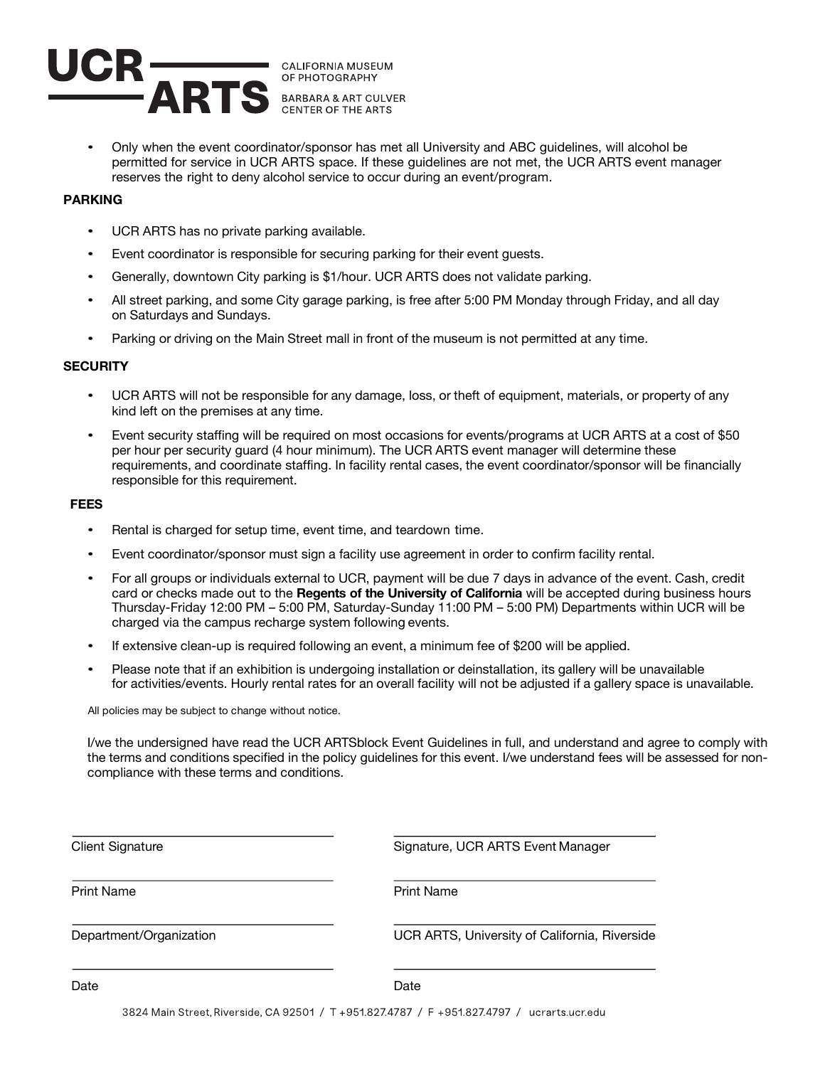- Only when the event coordinator/sponsor has met all University and ABC guidelines, will alcohol be permitted for service in UCR ARTS space. If these guidelines are not met, the UCR ARTS event manager reserves the right to deny alcohol service to occur during an event/program.

**PARKING**

- UCR ARTS has no private parking available.
- Event coordinator is responsible for securing parking for their event guests.
- Generally, downtown City parking is $1/hour. UCR ARTS does not validate parking.
- All street parking, and some City garage parking, is free after 5:00 PM Monday through Friday, and all day on Saturdays and Sundays.
- Parking or driving on the Main Street mall in front of the museum is not permitted at any time.

**SECURITY**

- UCR ARTS will not be responsible for any damage, loss, or theft of equipment, materials, or property of any kind left on the premises at any time.
- Event security staffing will be required on most occasions for events/programs at UCR ARTS at a cost of $50 per hour per security guard (4 hour minimum). The UCR ARTS event manager will determine these requirements, and coordinate staffing. In facility rental cases, the event coordinator/sponsor will be financially responsible for this requirement.

**FEES**

- Rental is charged for setup time, event time, and teardown time.
- Event coordinator/sponsor must sign a facility use agreement in order to confirm facility rental.
- For all groups or individuals external to UCR, payment will be due 7 days in advance of the event. Cash, credit card or checks made out to the **Regents of the University of California** will be accepted during business hours Thursday-Friday 12:00 PM – 5:00 PM, Saturday-Sunday 11:00 PM – 5:00 PM) Departments within UCR will be charged via the campus recharge system following events.
- If extensive clean-up is required following an event, a minimum fee of $200 will be applied.
- Please note that if an exhibition is undergoing installation or deinstallation, its gallery will be unavailable for activities/events. Hourly rental rates for an overall facility will not be adjusted if a gallery space is unavailable.

All policies may be subject to change without notice.

I/we the undersigned have read the UCR ARTSblock Event Guidelines in full, and understand and agree to comply with the terms and conditions specified in the policy guidelines for this event. I/we understand fees will be assessed for non-compliance with these terms and conditions.

| | |
|---|---|
| Client Signature | Signature, UCR ARTS Event Manager |
| Print Name | Print Name |
| Department/Organization | UCR ARTS, University of California, Riverside |
| Date | Date |